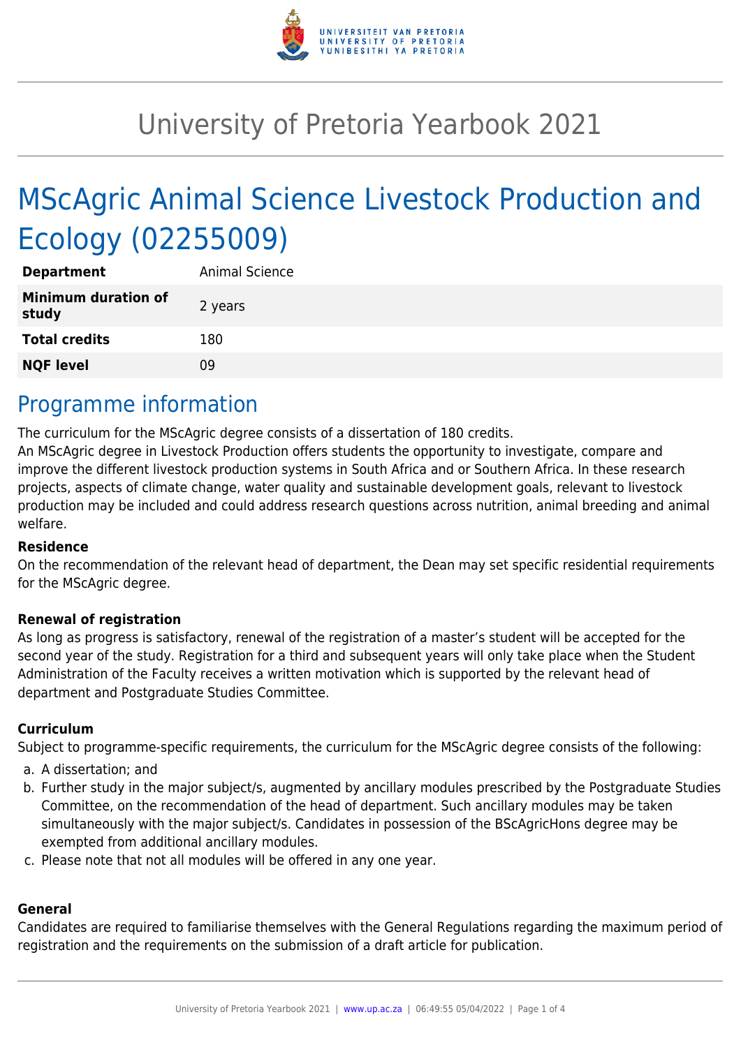# University of Pretoria Yearbook 2021

# MScAgric Animal Science Livestock Production and Ecology (02255009)

| | |
|---|---|
| **Department** | Animal Science |
| **Minimum duration of study** | 2 years |
| **Total credits** | 180 |
| **NQF level** | 09 |

## Programme information

The curriculum for the MScAgric degree consists of a dissertation of 180 credits.
An MScAgric degree in Livestock Production offers students the opportunity to investigate, compare and improve the different livestock production systems in South Africa and or Southern Africa. In these research projects, aspects of climate change, water quality and sustainable development goals, relevant to livestock production may be included and could address research questions across nutrition, animal breeding and animal welfare.

### Residence

On the recommendation of the relevant head of department, the Dean may set specific residential requirements for the MScAgric degree.

### Renewal of registration

As long as progress is satisfactory, renewal of the registration of a master's student will be accepted for the second year of the study. Registration for a third and subsequent years will only take place when the Student Administration of the Faculty receives a written motivation which is supported by the relevant head of department and Postgraduate Studies Committee.

### Curriculum

Subject to programme-specific requirements, the curriculum for the MScAgric degree consists of the following:

a. A dissertation; and
b. Further study in the major subject/s, augmented by ancillary modules prescribed by the Postgraduate Studies Committee, on the recommendation of the head of department. Such ancillary modules may be taken simultaneously with the major subject/s. Candidates in possession of the BScAgricHons degree may be exempted from additional ancillary modules.
c. Please note that not all modules will be offered in any one year.

### General

Candidates are required to familiarise themselves with the General Regulations regarding the maximum period of registration and the requirements on the submission of a draft article for publication.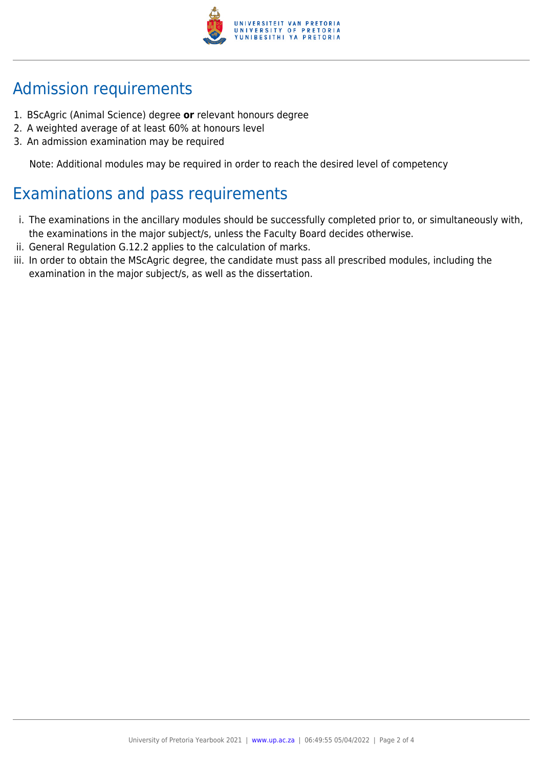## Admission requirements

1. BScAgric (Animal Science) degree **or** relevant honours degree
2. A weighted average of at least 60% at honours level
3. An admission examination may be required

Note: Additional modules may be required in order to reach the desired level of competency

## Examinations and pass requirements

i. The examinations in the ancillary modules should be successfully completed prior to, or simultaneously with, the examinations in the major subject/s, unless the Faculty Board decides otherwise.
ii. General Regulation G.12.2 applies to the calculation of marks.
iii. In order to obtain the MScAgric degree, the candidate must pass all prescribed modules, including the examination in the major subject/s, as well as the dissertation.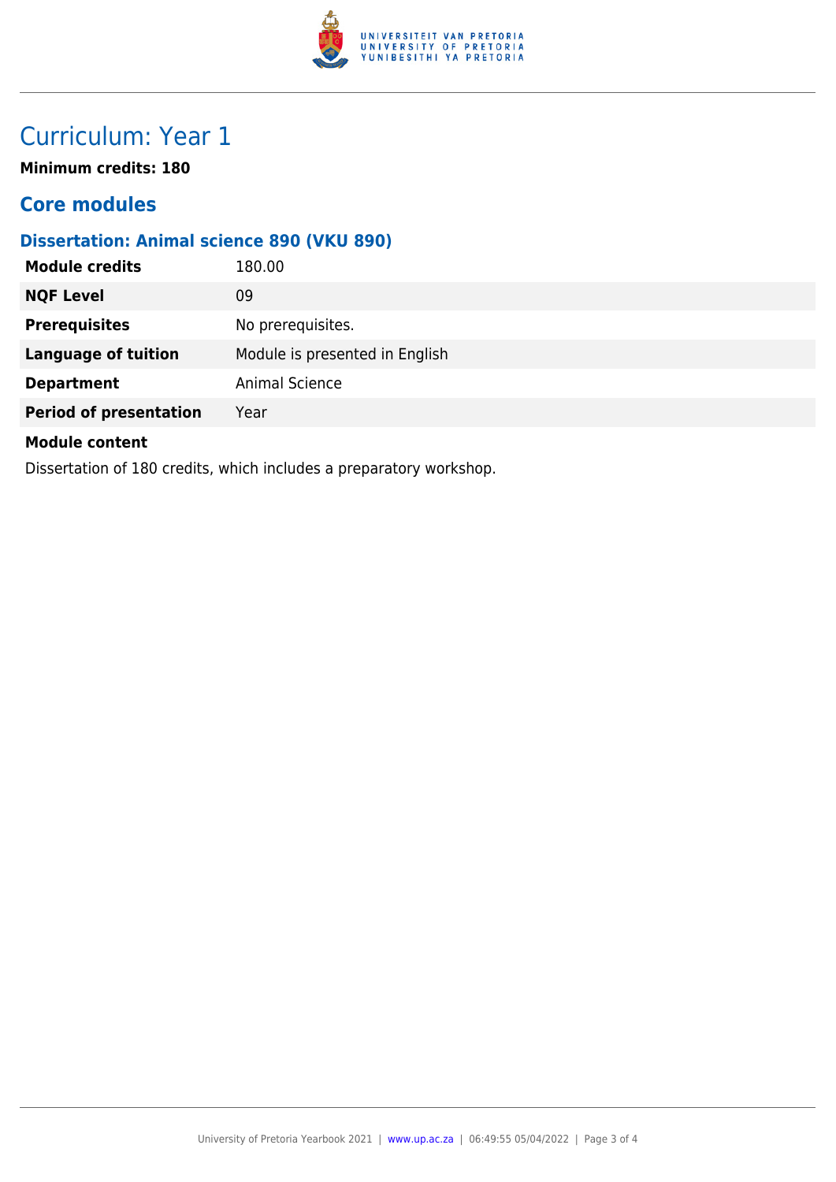# Curriculum: Year 1

**Minimum credits: 180**

## Core modules

### Dissertation: Animal science 890 (VKU 890)

| **Module credits** | 180.00 |
| --- | --- |
| **NQF Level** | 09 |
| **Prerequisites** | No prerequisites. |
| **Language of tuition** | Module is presented in English |
| **Department** | Animal Science |
| **Period of presentation** | Year |

**Module content**

Dissertation of 180 credits, which includes a preparatory workshop.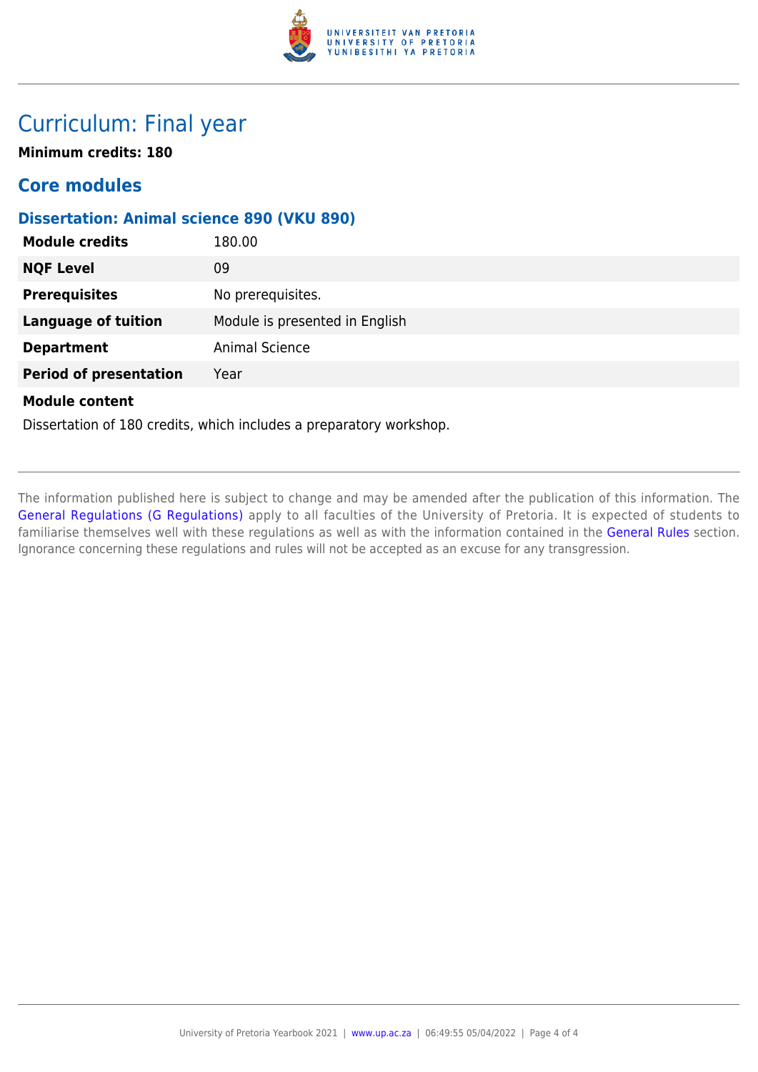# Curriculum: Final year

**Minimum credits: 180**

## Core modules

### Dissertation: Animal science 890 (VKU 890)

| | |
|---|---|
| **Module credits** | 180.00 |
| **NQF Level** | 09 |
| **Prerequisites** | No prerequisites. |
| **Language of tuition** | Module is presented in English |
| **Department** | Animal Science |
| **Period of presentation** | Year |

**Module content**

Dissertation of 180 credits, which includes a preparatory workshop.

The information published here is subject to change and may be amended after the publication of this information. The General Regulations (G Regulations) apply to all faculties of the University of Pretoria. It is expected of students to familiarise themselves well with these regulations as well as with the information contained in the General Rules section. Ignorance concerning these regulations and rules will not be accepted as an excuse for any transgression.